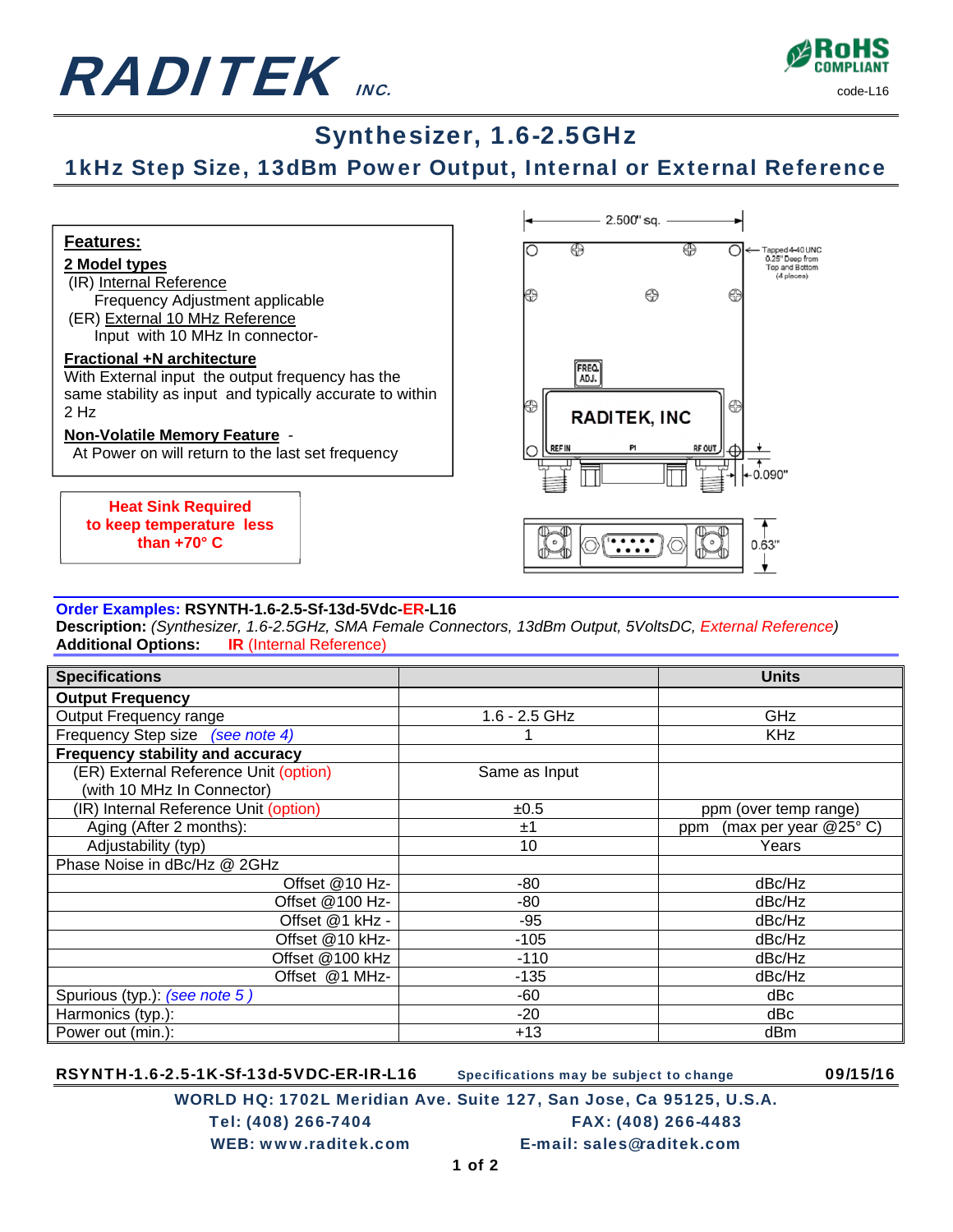# RADITEK INC.

RoHS COMPLIANT

code-L16

## Synthesizer, 1.6-2.5GHz

### 1kHz Step Size, 13dBm Power Output, Internal or External Reference

**Features:**

**2 Model types**

(IR) Internal Reference
Frequency Adjustment applicable

(ER) External 10 MHz Reference
Input with 10 MHz In connector-

**Fractional +N architecture**

With External input the output frequency has the same stability as input and typically accurate to within 2 Hz

**Non-Volatile Memory Feature** -

At Power on will return to the last set frequency

**Heat Sink Required to keep temperature less than +70° C**

2.500" sq.

Tapped 4-40 UNC 0.25" Deep from Top and Bottom (4 places)

FREQ. ADJ.

RADITEK, INC

REF IN | P1 | RF OUT

0.090"

0.63"

**Order Examples:** **RSYNTH-1.6-2.5-Sf-13d-5Vdc-ER-L16**

**Description:** *(Synthesizer, 1.6-2.5GHz, SMA Female Connectors, 13dBm Output, 5VoltsDC, External Reference)*

**Additional Options:** **IR** (Internal Reference)

| Specifications | | Units |
|---|---|---|
| **Output Frequency** | | |
| Output Frequency range | 1.6 - 2.5 GHz | GHz |
| Frequency Step size *(see note 4)* | 1 | KHz |
| **Frequency stability and accuracy** | | |
| (ER) External Reference Unit (option) (with 10 MHz In Connector) | Same as Input | |
| (IR) Internal Reference Unit (option) | ±0.5 | ppm (over temp range) |
| Aging (After 2 months): | ±1 | ppm (max per year @25° C) |
| Adjustability (typ) | 10 | Years |
| Phase Noise in dBc/Hz @ 2GHz | | |
| Offset @10 Hz- | -80 | dBc/Hz |
| Offset @100 Hz- | -80 | dBc/Hz |
| Offset @1 kHz - | -95 | dBc/Hz |
| Offset @10 kHz- | -105 | dBc/Hz |
| Offset @100 kHz | -110 | dBc/Hz |
| Offset @1 MHz- | -135 | dBc/Hz |
| Spurious (typ.): *(see note 5 )* | -60 | dBc |
| Harmonics (typ.): | -20 | dBc |
| Power out (min.): | +13 | dBm |

**RSYNTH-1.6-2.5-1K-Sf-13d-5VDC-ER-IR-L16** Specifications may be subject to change **09/15/16**

WORLD HQ: 1702L Meridian Ave. Suite 127, San Jose, Ca 95125, U.S.A.
Tel: (408) 266-7404 FAX: (408) 266-4483
WEB: www.raditek.com E-mail: sales@raditek.com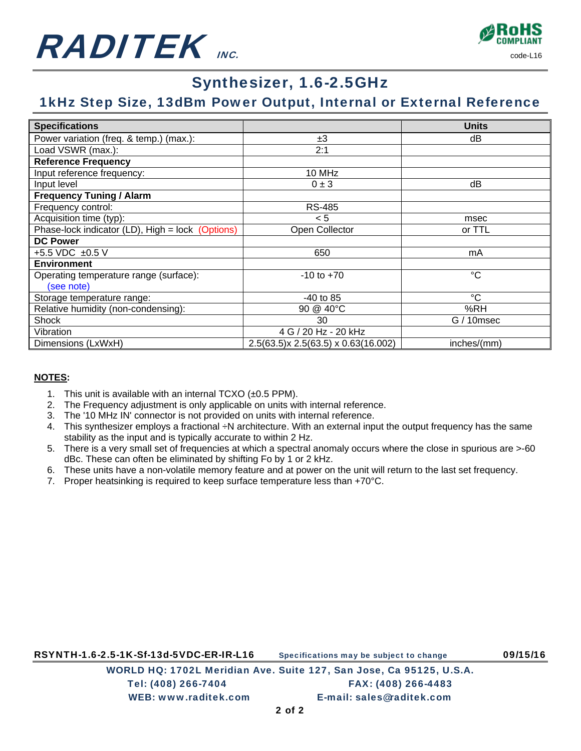# RADITEK INC.

RoHS COMPLIANT

code-L16

## Synthesizer, 1.6-2.5GHz

### 1kHz Step Size, 13dBm Power Output, Internal or External Reference

| Specifications | | Units |
|---|---|---|
| Power variation (freq. & temp.) (max.): | ±3 | dB |
| Load VSWR (max.): | 2:1 | |
| **Reference Frequency** | | |
| Input reference frequency: | 10 MHz | |
| Input level | 0 ± 3 | dB |
| **Frequency Tuning / Alarm** | | |
| Frequency control: | RS-485 | |
| Acquisition time (typ): | < 5 | msec |
| Phase-lock indicator (LD), High = lock (Options) | Open Collector | or TTL |
| **DC Power** | | |
| +5.5 VDC ±0.5 V | 650 | mA |
| **Environment** | | |
| Operating temperature range (surface): (see note) | -10 to +70 | °C |
| Storage temperature range: | -40 to 85 | °C |
| Relative humidity (non-condensing): | 90 @ 40°C | %RH |
| Shock | 30 | G / 10msec |
| Vibration | 4 G / 20 Hz - 20 kHz | |
| Dimensions (LxWxH) | 2.5(63.5)x 2.5(63.5) x 0.63(16.002) | inches/(mm) |

**NOTES:**

1. This unit is available with an internal TCXO (±0.5 PPM).
2. The Frequency adjustment is only applicable on units with internal reference.
3. The '10 MHz IN' connector is not provided on units with internal reference.
4. This synthesizer employs a fractional ÷N architecture. With an external input the output frequency has the same stability as the input and is typically accurate to within 2 Hz.
5. There is a very small set of frequencies at which a spectral anomaly occurs where the close in spurious are >-60 dBc. These can often be eliminated by shifting Fo by 1 or 2 kHz.
6. These units have a non-volatile memory feature and at power on the unit will return to the last set frequency.
7. Proper heatsinking is required to keep surface temperature less than +70°C.

RSYNTH-1.6-2.5-1K-Sf-13d-5VDC-ER-IR-L16 Specifications may be subject to change 09/15/16

WORLD HQ: 1702L Meridian Ave. Suite 127, San Jose, Ca 95125, U.S.A.
Tel: (408) 266-7404 FAX: (408) 266-4483
WEB: www.raditek.com E-mail: sales@raditek.com